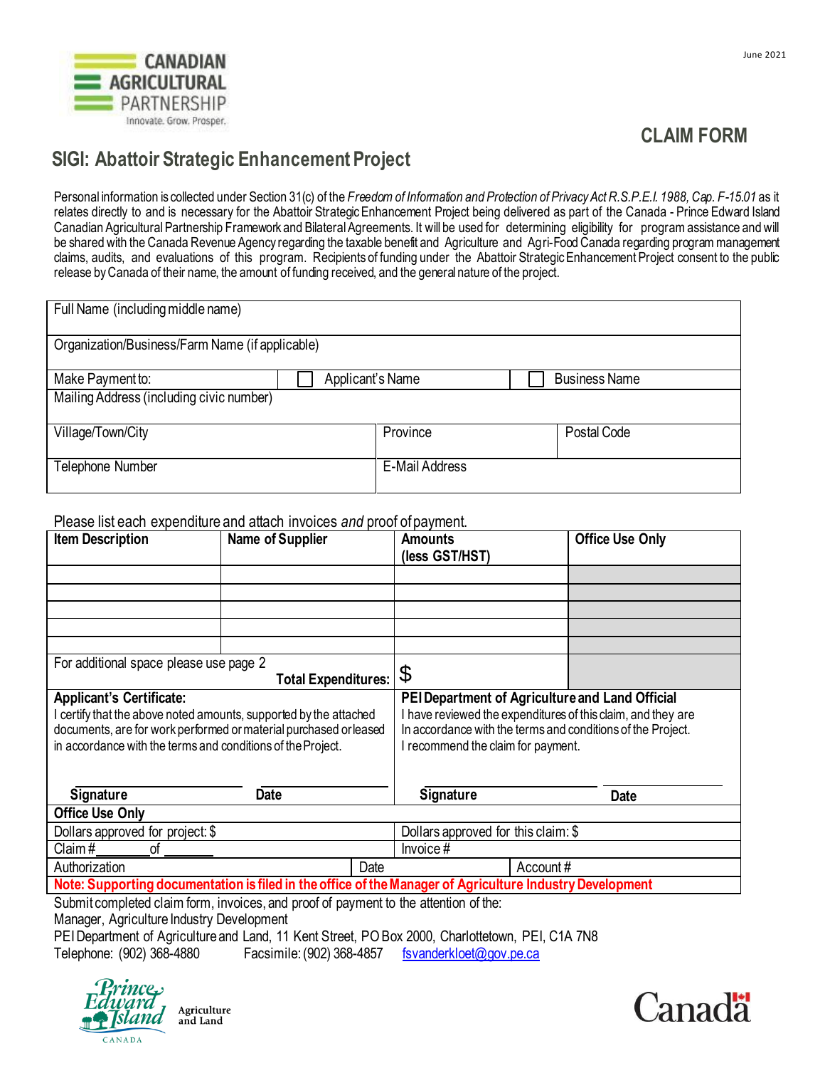June 2021

CANADIAN AGRICULTURAL PARTNERSHIP
Innovate. Grow. Prosper.

## CLAIM FORM

# SIGI: Abattoir Strategic Enhancement Project

Personal information is collected under Section 31(c) of the *Freedom of Information and Protection of Privacy Act R.S.P.E.I. 1988, Cap. F-15.01* as it relates directly to and is necessary for the Abattoir Strategic Enhancement Project being delivered as part of the Canada - Prince Edward Island Canadian Agricultural Partnership Framework and Bilateral Agreements. It will be used for determining eligibility for program assistance and will be shared with the Canada Revenue Agency regarding the taxable benefit and Agriculture and Agri-Food Canada regarding program management claims, audits, and evaluations of this program. Recipients of funding under the Abattoir Strategic Enhancement Project consent to the public release by Canada of their name, the amount of funding received, and the general nature of the project.

| | | |
|---|---|---|
| Full Name (including middle name) | | |
| Organization/Business/Farm Name (if applicable) | | |
| Make Payment to: | ☐ Applicant's Name | ☐ Business Name |
| Mailing Address (including civic number) | | |
| Village/Town/City | Province | Postal Code |
| Telephone Number | E-Mail Address | |

Please list each expenditure and attach invoices *and* proof of payment.

| **Item Description** | **Name of Supplier** | **Amounts (less GST/HST)** | **Office Use Only** |
|---|---|---|---|
| | | | |
| | | | |
| | | | |
| | | | |
| | | | |
| For additional space please use page 2 | **Total Expenditures:** | $ | |

| **Applicant's Certificate:** | **PEI Department of Agriculture and Land Official** |
|---|---|
| I certify that the above noted amounts, supported by the attached documents, are for work performed or material purchased or leased in accordance with the terms and conditions of the Project. | I have reviewed the expenditures of this claim, and they are In accordance with the terms and conditions of the Project. I recommend the claim for payment. |
| **Signature** ____________ **Date** ____________ | **Signature** ____________ **Date** ____________ |

| **Office Use Only** | | |
|---|---|---|
| Dollars approved for project: $ | Dollars approved for this claim: $ | |
| Claim # ________ of ________ | Invoice # | |
| Authorization | Date | Account # |

**Note: Supporting documentation is filed in the office of the Manager of Agriculture Industry Development**

Submit completed claim form, invoices, and proof of payment to the attention of the:
Manager, Agriculture Industry Development
PEI Department of Agriculture and Land, 11 Kent Street, PO Box 2000, Charlottetown, PEI, C1A 7N8
Telephone: (902) 368-4880 Facsimile: (902) 368-4857 fsvanderkloet@gov.pe.ca

Prince Edward Island Canada — Agriculture and Land

Canada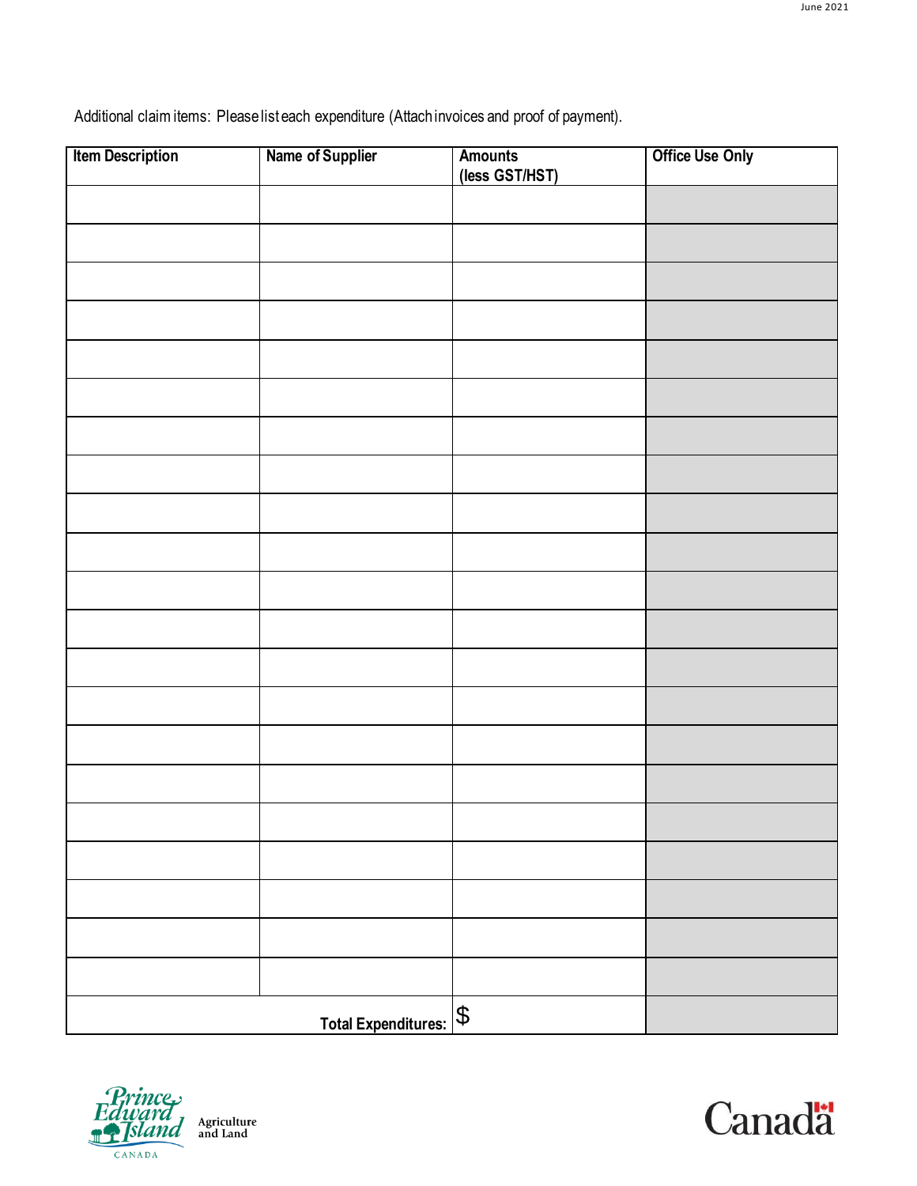Additional claim items: Please list each expenditure (Attach invoices and proof of payment).

| Item Description | Name of Supplier | Amounts (less GST/HST) | Office Use Only |
|---|---|---|---|
| | | | |
| | | | |
| | | | |
| | | | |
| | | | |
| | | | |
| | | | |
| | | | |
| | | | |
| | | | |
| | | | |
| | | | |
| | | | |
| | | | |
| | | | |
| | | | |
| | | | |
| | | | |
| | | | |
| | | | |
| | | | |
| | **Total Expenditures:** | $ | |

Prince Edward Island Canada Agriculture and Land

Canada